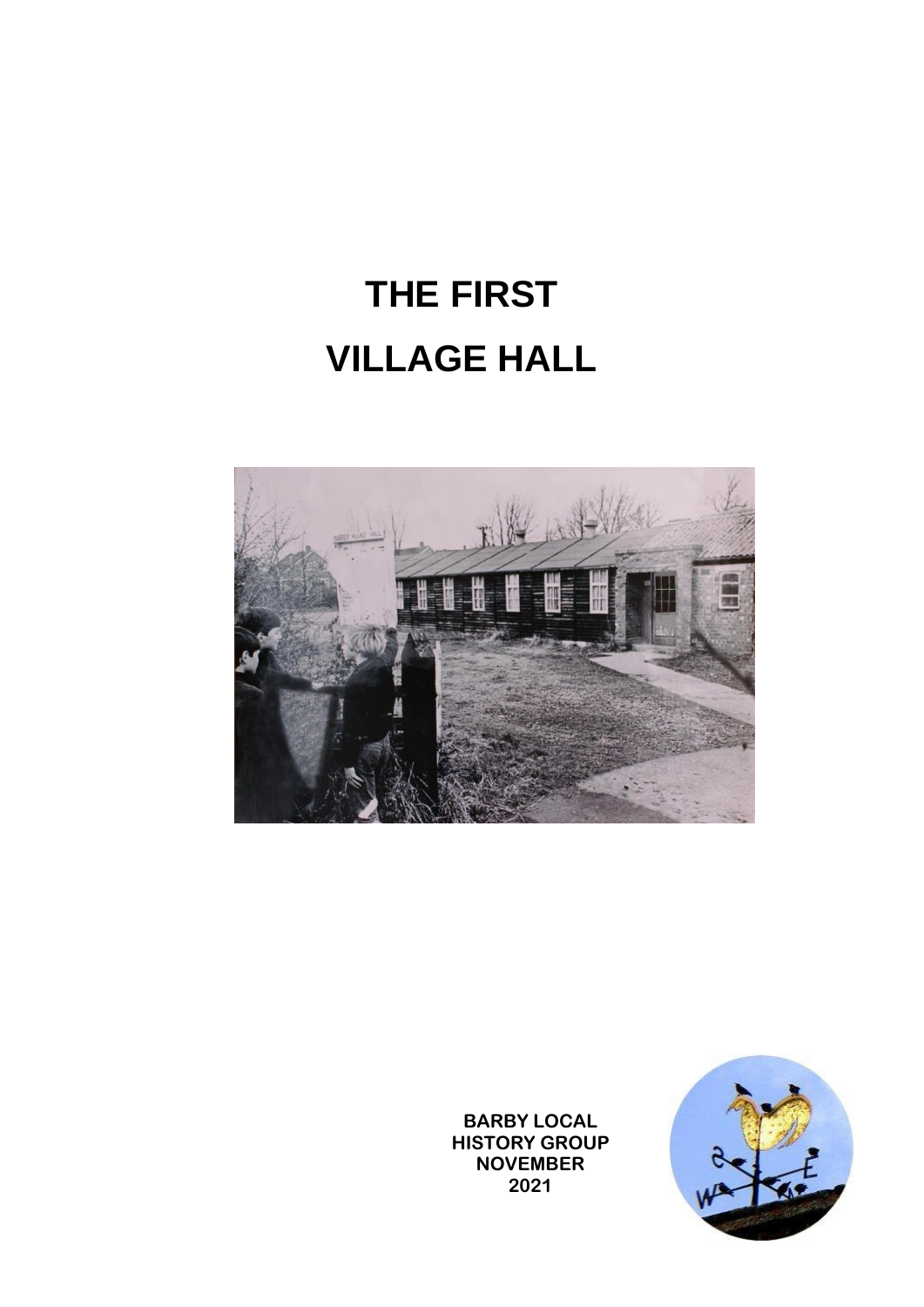# THE FIRST VILLAGE HALL

**BARBY LOCAL HISTORY GROUP NOVEMBER 2021**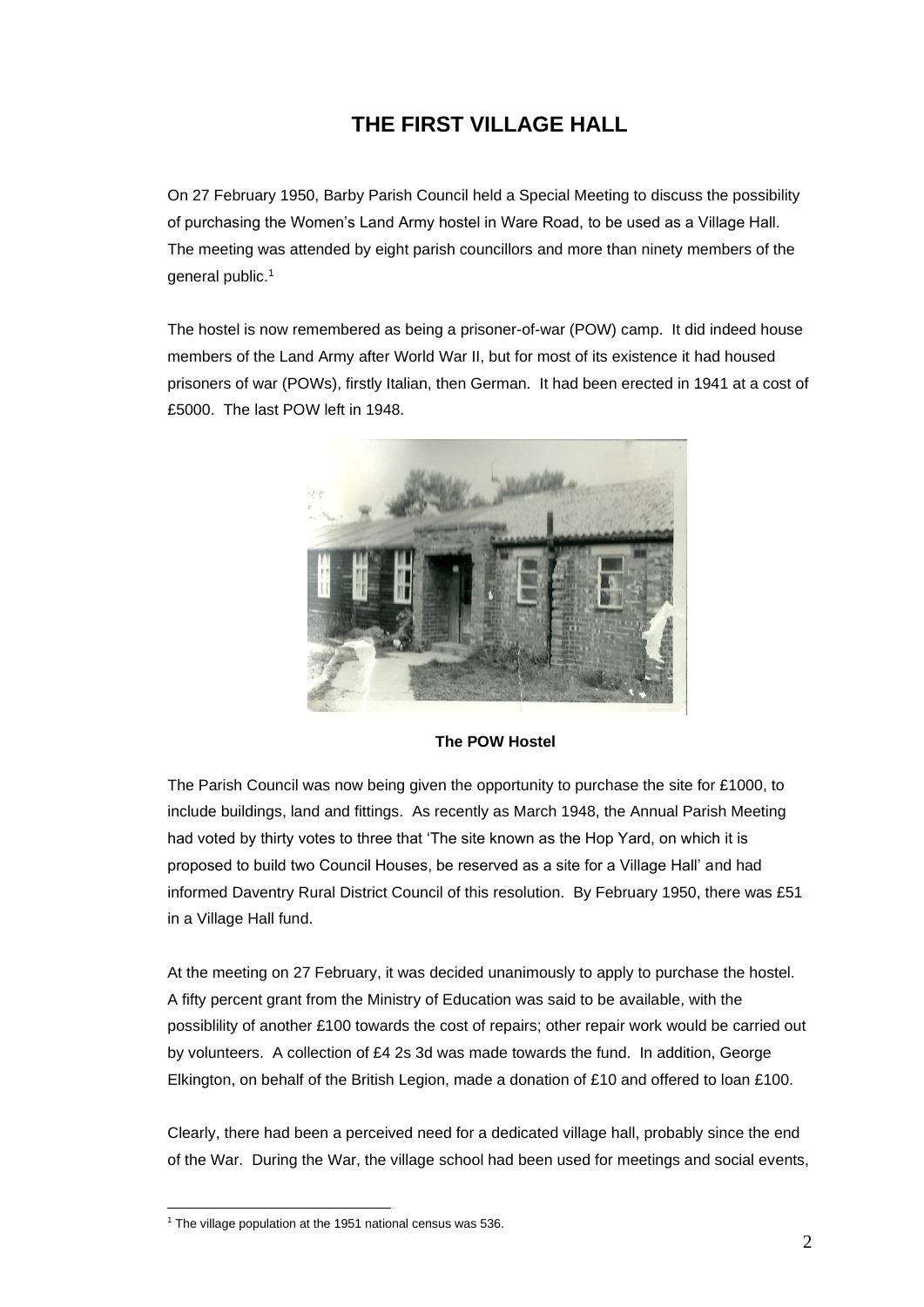# THE FIRST VILLAGE HALL

On 27 February 1950, Barby Parish Council held a Special Meeting to discuss the possibility of purchasing the Women's Land Army hostel in Ware Road, to be used as a Village Hall. The meeting was attended by eight parish councillors and more than ninety members of the general public.[1]

The hostel is now remembered as being a prisoner-of-war (POW) camp. It did indeed house members of the Land Army after World War II, but for most of its existence it had housed prisoners of war (POWs), firstly Italian, then German. It had been erected in 1941 at a cost of £5000. The last POW left in 1948.

**The POW Hostel**

The Parish Council was now being given the opportunity to purchase the site for £1000, to include buildings, land and fittings. As recently as March 1948, the Annual Parish Meeting had voted by thirty votes to three that 'The site known as the Hop Yard, on which it is proposed to build two Council Houses, be reserved as a site for a Village Hall' and had informed Daventry Rural District Council of this resolution. By February 1950, there was £51 in a Village Hall fund.

At the meeting on 27 February, it was decided unanimously to apply to purchase the hostel. A fifty percent grant from the Ministry of Education was said to be available, with the possiblility of another £100 towards the cost of repairs; other repair work would be carried out by volunteers. A collection of £4 2s 3d was made towards the fund. In addition, George Elkington, on behalf of the British Legion, made a donation of £10 and offered to loan £100.

Clearly, there had been a perceived need for a dedicated village hall, probably since the end of the War. During the War, the village school had been used for meetings and social events,

[1] The village population at the 1951 national census was 536.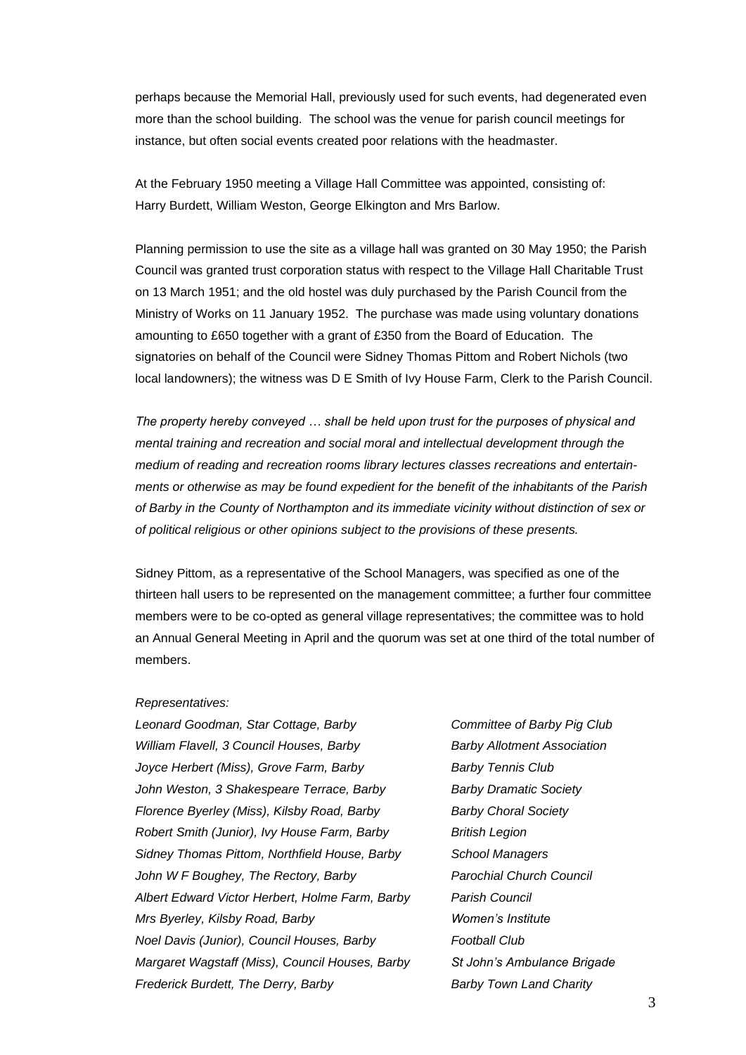perhaps because the Memorial Hall, previously used for such events, had degenerated even more than the school building. The school was the venue for parish council meetings for instance, but often social events created poor relations with the headmaster.

At the February 1950 meeting a Village Hall Committee was appointed, consisting of:
Harry Burdett, William Weston, George Elkington and Mrs Barlow.

Planning permission to use the site as a village hall was granted on 30 May 1950; the Parish Council was granted trust corporation status with respect to the Village Hall Charitable Trust on 13 March 1951; and the old hostel was duly purchased by the Parish Council from the Ministry of Works on 11 January 1952. The purchase was made using voluntary donations amounting to £650 together with a grant of £350 from the Board of Education. The signatories on behalf of the Council were Sidney Thomas Pittom and Robert Nichols (two local landowners); the witness was D E Smith of Ivy House Farm, Clerk to the Parish Council.

*The property hereby conveyed … shall be held upon trust for the purposes of physical and mental training and recreation and social moral and intellectual development through the medium of reading and recreation rooms library lectures classes recreations and entertainments or otherwise as may be found expedient for the benefit of the inhabitants of the Parish of Barby in the County of Northampton and its immediate vicinity without distinction of sex or of political religious or other opinions subject to the provisions of these presents.*

Sidney Pittom, as a representative of the School Managers, was specified as one of the thirteen hall users to be represented on the management committee; a further four committee members were to be co-opted as general village representatives; the committee was to hold an Annual General Meeting in April and the quorum was set at one third of the total number of members.

*Representatives:*

| | |
|---|---|
| *Leonard Goodman, Star Cottage, Barby* | *Committee of Barby Pig Club* |
| *William Flavell, 3 Council Houses, Barby* | *Barby Allotment Association* |
| *Joyce Herbert (Miss), Grove Farm, Barby* | *Barby Tennis Club* |
| *John Weston, 3 Shakespeare Terrace, Barby* | *Barby Dramatic Society* |
| *Florence Byerley (Miss), Kilsby Road, Barby* | *Barby Choral Society* |
| *Robert Smith (Junior), Ivy House Farm, Barby* | *British Legion* |
| *Sidney Thomas Pittom, Northfield House, Barby* | *School Managers* |
| *John W F Boughey, The Rectory, Barby* | *Parochial Church Council* |
| *Albert Edward Victor Herbert, Holme Farm, Barby* | *Parish Council* |
| *Mrs Byerley, Kilsby Road, Barby* | *Women's Institute* |
| *Noel Davis (Junior), Council Houses, Barby* | *Football Club* |
| *Margaret Wagstaff (Miss), Council Houses, Barby* | *St John's Ambulance Brigade* |
| *Frederick Burdett, The Derry, Barby* | *Barby Town Land Charity* |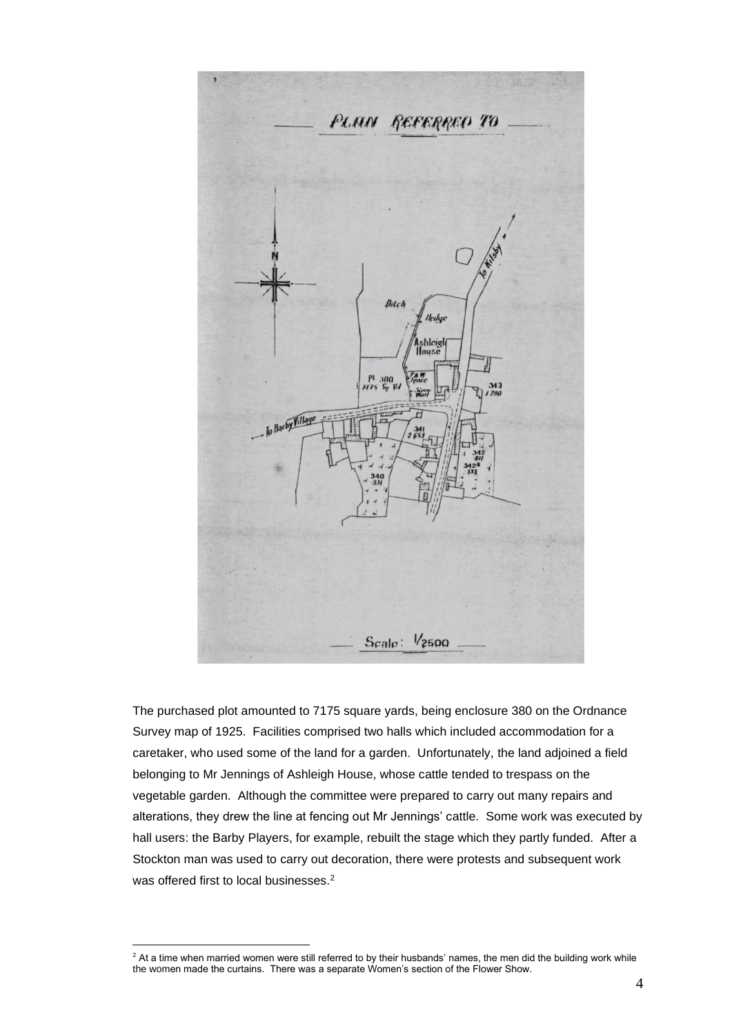PLAN REFERRED TO

Scale: 1/2500

The purchased plot amounted to 7175 square yards, being enclosure 380 on the Ordnance Survey map of 1925. Facilities comprised two halls which included accommodation for a caretaker, who used some of the land for a garden. Unfortunately, the land adjoined a field belonging to Mr Jennings of Ashleigh House, whose cattle tended to trespass on the vegetable garden. Although the committee were prepared to carry out many repairs and alterations, they drew the line at fencing out Mr Jennings' cattle. Some work was executed by hall users: the Barby Players, for example, rebuilt the stage which they partly funded. After a Stockton man was used to carry out decoration, there were protests and subsequent work was offered first to local businesses.[2]

[2] At a time when married women were still referred to by their husbands' names, the men did the building work while the women made the curtains. There was a separate Women's section of the Flower Show.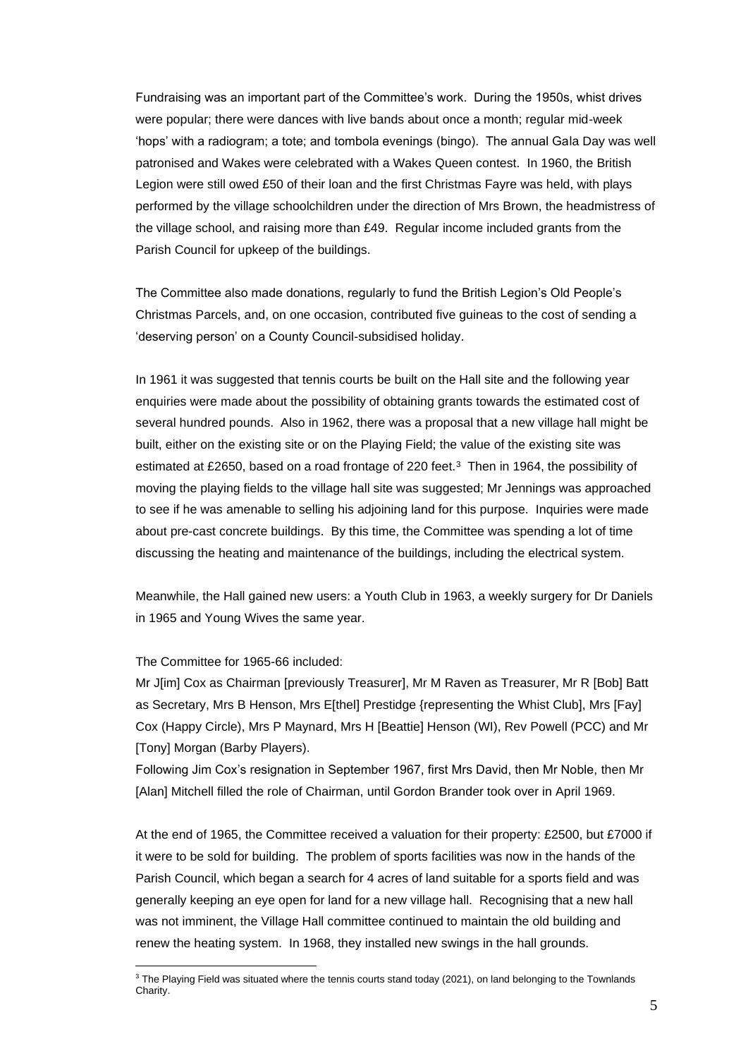Fundraising was an important part of the Committee's work. During the 1950s, whist drives were popular; there were dances with live bands about once a month; regular mid-week 'hops' with a radiogram; a tote; and tombola evenings (bingo). The annual Gala Day was well patronised and Wakes were celebrated with a Wakes Queen contest. In 1960, the British Legion were still owed £50 of their loan and the first Christmas Fayre was held, with plays performed by the village schoolchildren under the direction of Mrs Brown, the headmistress of the village school, and raising more than £49. Regular income included grants from the Parish Council for upkeep of the buildings.

The Committee also made donations, regularly to fund the British Legion's Old People's Christmas Parcels, and, on one occasion, contributed five guineas to the cost of sending a 'deserving person' on a County Council-subsidised holiday.

In 1961 it was suggested that tennis courts be built on the Hall site and the following year enquiries were made about the possibility of obtaining grants towards the estimated cost of several hundred pounds. Also in 1962, there was a proposal that a new village hall might be built, either on the existing site or on the Playing Field; the value of the existing site was estimated at £2650, based on a road frontage of 220 feet.[3] Then in 1964, the possibility of moving the playing fields to the village hall site was suggested; Mr Jennings was approached to see if he was amenable to selling his adjoining land for this purpose. Inquiries were made about pre-cast concrete buildings. By this time, the Committee was spending a lot of time discussing the heating and maintenance of the buildings, including the electrical system.

Meanwhile, the Hall gained new users: a Youth Club in 1963, a weekly surgery for Dr Daniels in 1965 and Young Wives the same year.

The Committee for 1965-66 included:
Mr J[im] Cox as Chairman [previously Treasurer], Mr M Raven as Treasurer, Mr R [Bob] Batt as Secretary, Mrs B Henson, Mrs E[thel] Prestidge {representing the Whist Club], Mrs [Fay] Cox (Happy Circle), Mrs P Maynard, Mrs H [Beattie] Henson (WI), Rev Powell (PCC) and Mr [Tony] Morgan (Barby Players).
Following Jim Cox's resignation in September 1967, first Mrs David, then Mr Noble, then Mr [Alan] Mitchell filled the role of Chairman, until Gordon Brander took over in April 1969.

At the end of 1965, the Committee received a valuation for their property: £2500, but £7000 if it were to be sold for building. The problem of sports facilities was now in the hands of the Parish Council, which began a search for 4 acres of land suitable for a sports field and was generally keeping an eye open for land for a new village hall. Recognising that a new hall was not imminent, the Village Hall committee continued to maintain the old building and renew the heating system. In 1968, they installed new swings in the hall grounds.

[3] The Playing Field was situated where the tennis courts stand today (2021), on land belonging to the Townlands Charity.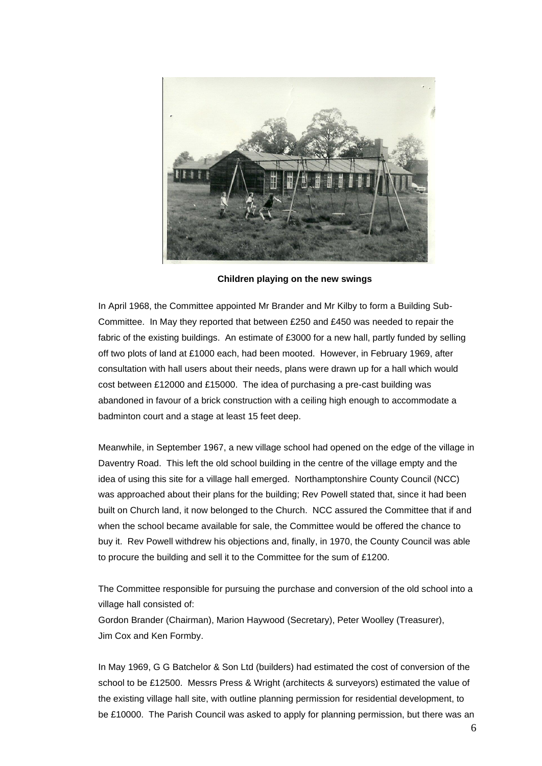**Children playing on the new swings**

In April 1968, the Committee appointed Mr Brander and Mr Kilby to form a Building Sub-Committee. In May they reported that between £250 and £450 was needed to repair the fabric of the existing buildings. An estimate of £3000 for a new hall, partly funded by selling off two plots of land at £1000 each, had been mooted. However, in February 1969, after consultation with hall users about their needs, plans were drawn up for a hall which would cost between £12000 and £15000. The idea of purchasing a pre-cast building was abandoned in favour of a brick construction with a ceiling high enough to accommodate a badminton court and a stage at least 15 feet deep.

Meanwhile, in September 1967, a new village school had opened on the edge of the village in Daventry Road. This left the old school building in the centre of the village empty and the idea of using this site for a village hall emerged. Northamptonshire County Council (NCC) was approached about their plans for the building; Rev Powell stated that, since it had been built on Church land, it now belonged to the Church. NCC assured the Committee that if and when the school became available for sale, the Committee would be offered the chance to buy it. Rev Powell withdrew his objections and, finally, in 1970, the County Council was able to procure the building and sell it to the Committee for the sum of £1200.

The Committee responsible for pursuing the purchase and conversion of the old school into a village hall consisted of:
Gordon Brander (Chairman), Marion Haywood (Secretary), Peter Woolley (Treasurer), Jim Cox and Ken Formby.

In May 1969, G G Batchelor & Son Ltd (builders) had estimated the cost of conversion of the school to be £12500. Messrs Press & Wright (architects & surveyors) estimated the value of the existing village hall site, with outline planning permission for residential development, to be £10000. The Parish Council was asked to apply for planning permission, but there was an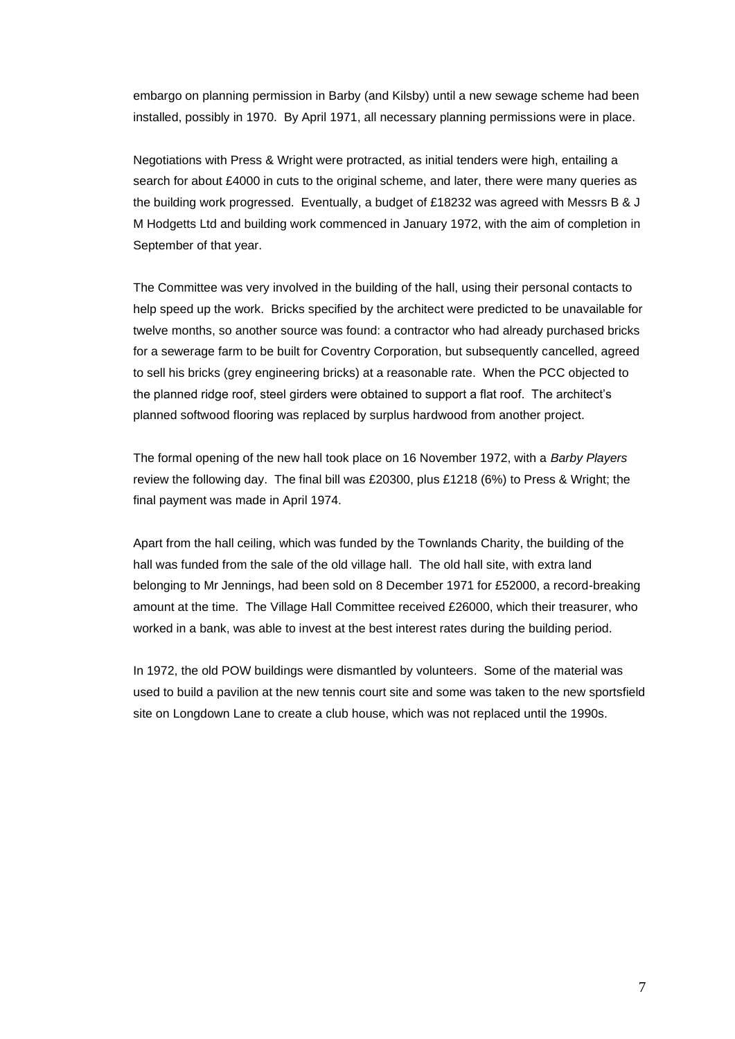embargo on planning permission in Barby (and Kilsby) until a new sewage scheme had been installed, possibly in 1970. By April 1971, all necessary planning permissions were in place.

Negotiations with Press & Wright were protracted, as initial tenders were high, entailing a search for about £4000 in cuts to the original scheme, and later, there were many queries as the building work progressed. Eventually, a budget of £18232 was agreed with Messrs B & J M Hodgetts Ltd and building work commenced in January 1972, with the aim of completion in September of that year.

The Committee was very involved in the building of the hall, using their personal contacts to help speed up the work. Bricks specified by the architect were predicted to be unavailable for twelve months, so another source was found: a contractor who had already purchased bricks for a sewerage farm to be built for Coventry Corporation, but subsequently cancelled, agreed to sell his bricks (grey engineering bricks) at a reasonable rate. When the PCC objected to the planned ridge roof, steel girders were obtained to support a flat roof. The architect's planned softwood flooring was replaced by surplus hardwood from another project.

The formal opening of the new hall took place on 16 November 1972, with a *Barby Players* review the following day. The final bill was £20300, plus £1218 (6%) to Press & Wright; the final payment was made in April 1974.

Apart from the hall ceiling, which was funded by the Townlands Charity, the building of the hall was funded from the sale of the old village hall. The old hall site, with extra land belonging to Mr Jennings, had been sold on 8 December 1971 for £52000, a record-breaking amount at the time. The Village Hall Committee received £26000, which their treasurer, who worked in a bank, was able to invest at the best interest rates during the building period.

In 1972, the old POW buildings were dismantled by volunteers. Some of the material was used to build a pavilion at the new tennis court site and some was taken to the new sportsfield site on Longdown Lane to create a club house, which was not replaced until the 1990s.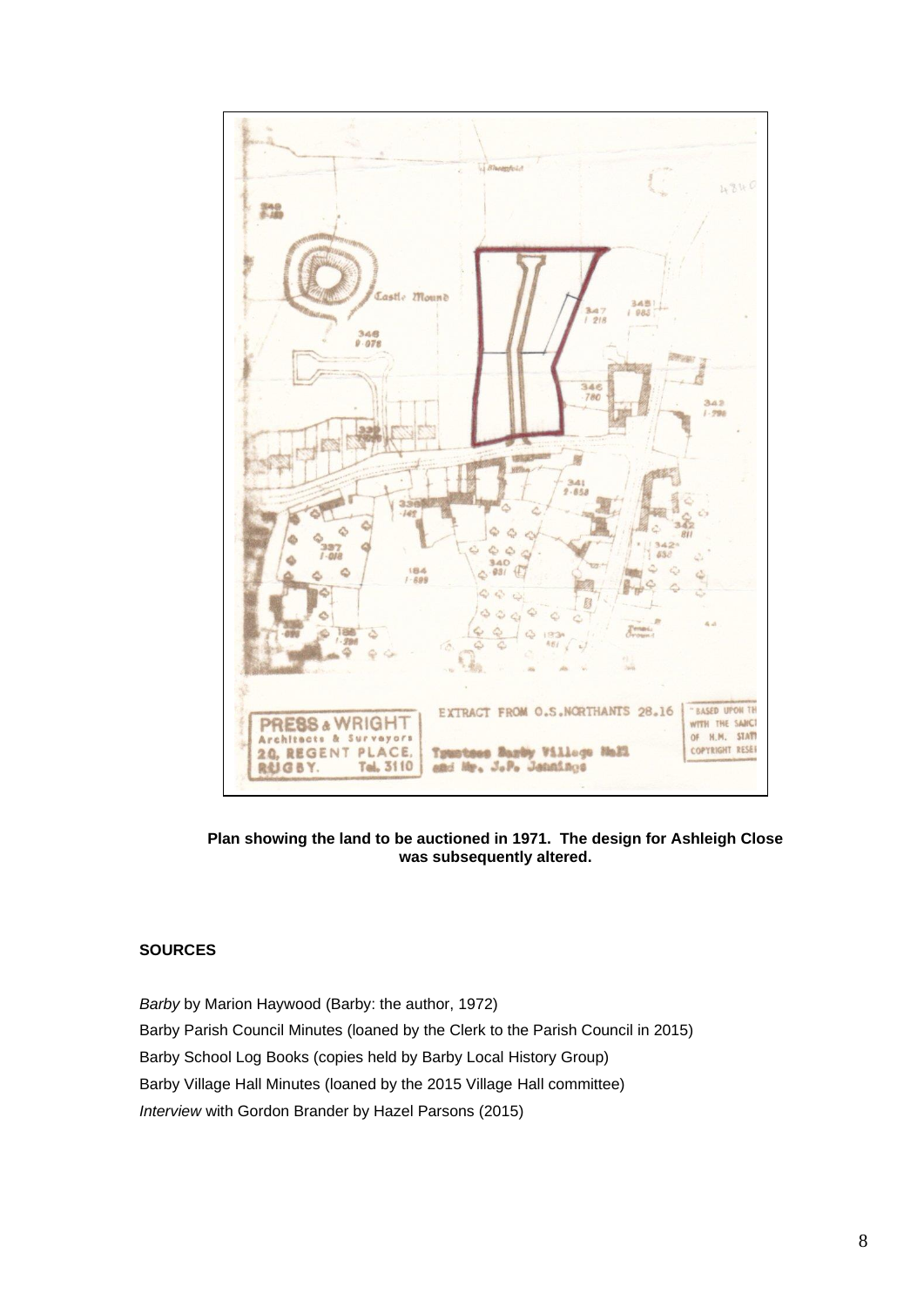**Plan showing the land to be auctioned in 1971. The design for Ashleigh Close was subsequently altered.**

**SOURCES**

*Barby* by Marion Haywood (Barby: the author, 1972)

Barby Parish Council Minutes (loaned by the Clerk to the Parish Council in 2015)

Barby School Log Books (copies held by Barby Local History Group)

Barby Village Hall Minutes (loaned by the 2015 Village Hall committee)

*Interview* with Gordon Brander by Hazel Parsons (2015)